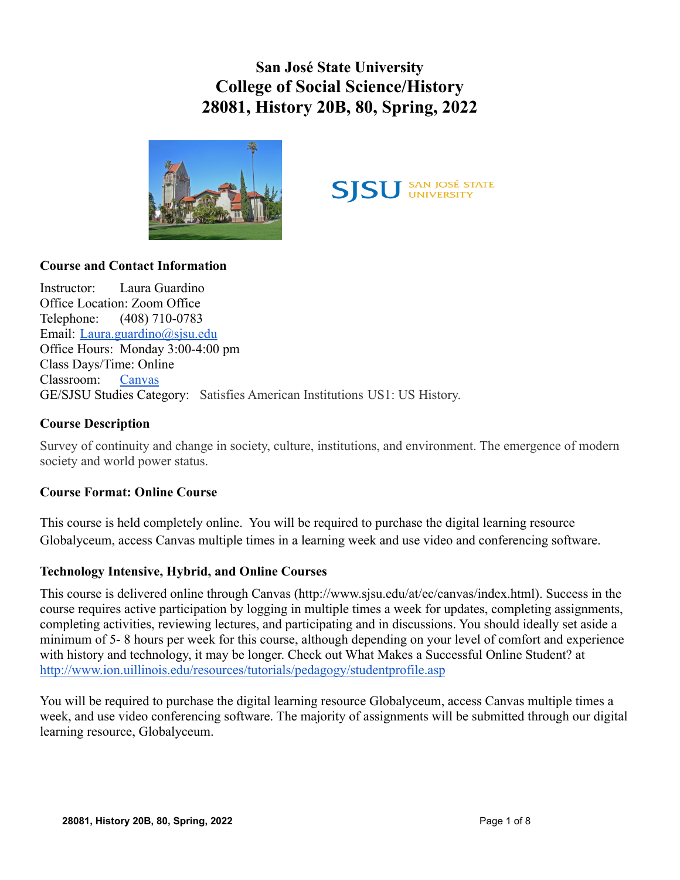# San José State University
# College of Social Science/History
# 28081, History 20B, 80, Spring, 2022

### Course and Contact Information

Instructor: Laura Guardino
Office Location: Zoom Office
Telephone: (408) 710-0783
Email: [Laura.guardino@sjsu.edu](mailto:Laura.guardino@sjsu.edu)
Office Hours: Monday 3:00-4:00 pm
Class Days/Time: Online
Classroom: [Canvas]()
GE/SJSU Studies Category: Satisfies American Institutions US1: US History.

### Course Description

Survey of continuity and change in society, culture, institutions, and environment. The emergence of modern society and world power status.

### Course Format: Online Course

This course is held completely online. You will be required to purchase the digital learning resource Globalyceum, access Canvas multiple times in a learning week and use video and conferencing software.

### Technology Intensive, Hybrid, and Online Courses

This course is delivered online through Canvas (http://www.sjsu.edu/at/ec/canvas/index.html). Success in the course requires active participation by logging in multiple times a week for updates, completing assignments, completing activities, reviewing lectures, and participating and in discussions. You should ideally set aside a minimum of 5- 8 hours per week for this course, although depending on your level of comfort and experience with history and technology, it may be longer. Check out What Makes a Successful Online Student? at http://www.ion.uillinois.edu/resources/tutorials/pedagogy/studentprofile.asp

You will be required to purchase the digital learning resource Globalyceum, access Canvas multiple times a week, and use video conferencing software. The majority of assignments will be submitted through our digital learning resource, Globalyceum.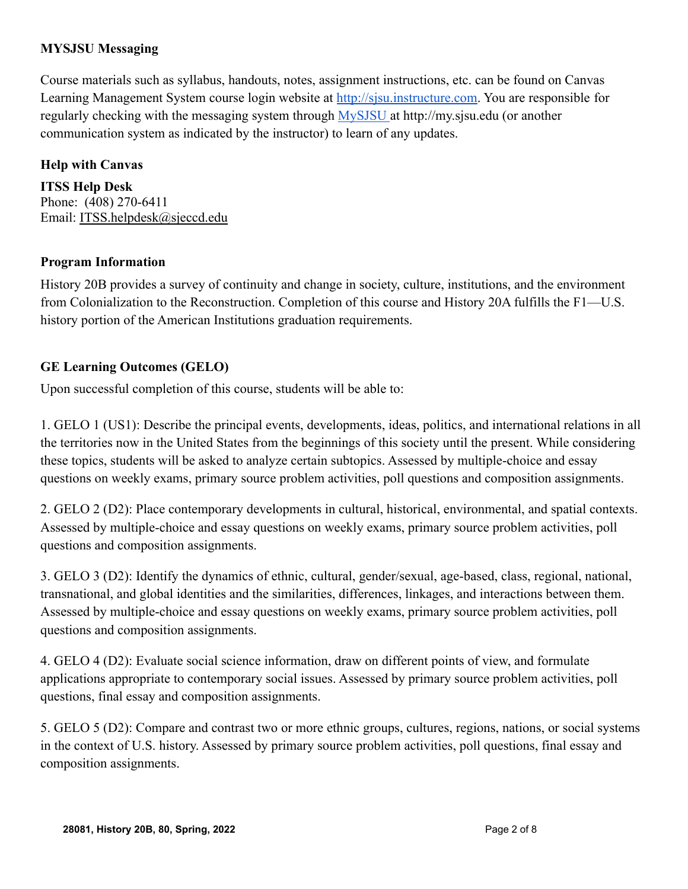### MYSJSU Messaging

Course materials such as syllabus, handouts, notes, assignment instructions, etc. can be found on Canvas Learning Management System course login website at [http://sjsu.instructure.com](http://sjsu.instructure.com). You are responsible for regularly checking with the messaging system through [MySJSU](http://my.sjsu.edu) at http://my.sjsu.edu (or another communication system as indicated by the instructor) to learn of any updates.

### Help with Canvas

**ITSS Help Desk**
Phone: (408) 270-6411
Email: ITSS.helpdesk@sjeccd.edu

### Program Information

History 20B provides a survey of continuity and change in society, culture, institutions, and the environment from Colonialization to the Reconstruction. Completion of this course and History 20A fulfills the F1—U.S. history portion of the American Institutions graduation requirements.

### GE Learning Outcomes (GELO)

Upon successful completion of this course, students will be able to:

1. GELO 1 (US1): Describe the principal events, developments, ideas, politics, and international relations in all the territories now in the United States from the beginnings of this society until the present. While considering these topics, students will be asked to analyze certain subtopics. Assessed by multiple-choice and essay questions on weekly exams, primary source problem activities, poll questions and composition assignments.

2. GELO 2 (D2): Place contemporary developments in cultural, historical, environmental, and spatial contexts. Assessed by multiple-choice and essay questions on weekly exams, primary source problem activities, poll questions and composition assignments.

3. GELO 3 (D2): Identify the dynamics of ethnic, cultural, gender/sexual, age-based, class, regional, national, transnational, and global identities and the similarities, differences, linkages, and interactions between them. Assessed by multiple-choice and essay questions on weekly exams, primary source problem activities, poll questions and composition assignments.

4. GELO 4 (D2): Evaluate social science information, draw on different points of view, and formulate applications appropriate to contemporary social issues. Assessed by primary source problem activities, poll questions, final essay and composition assignments.

5. GELO 5 (D2): Compare and contrast two or more ethnic groups, cultures, regions, nations, or social systems in the context of U.S. history. Assessed by primary source problem activities, poll questions, final essay and composition assignments.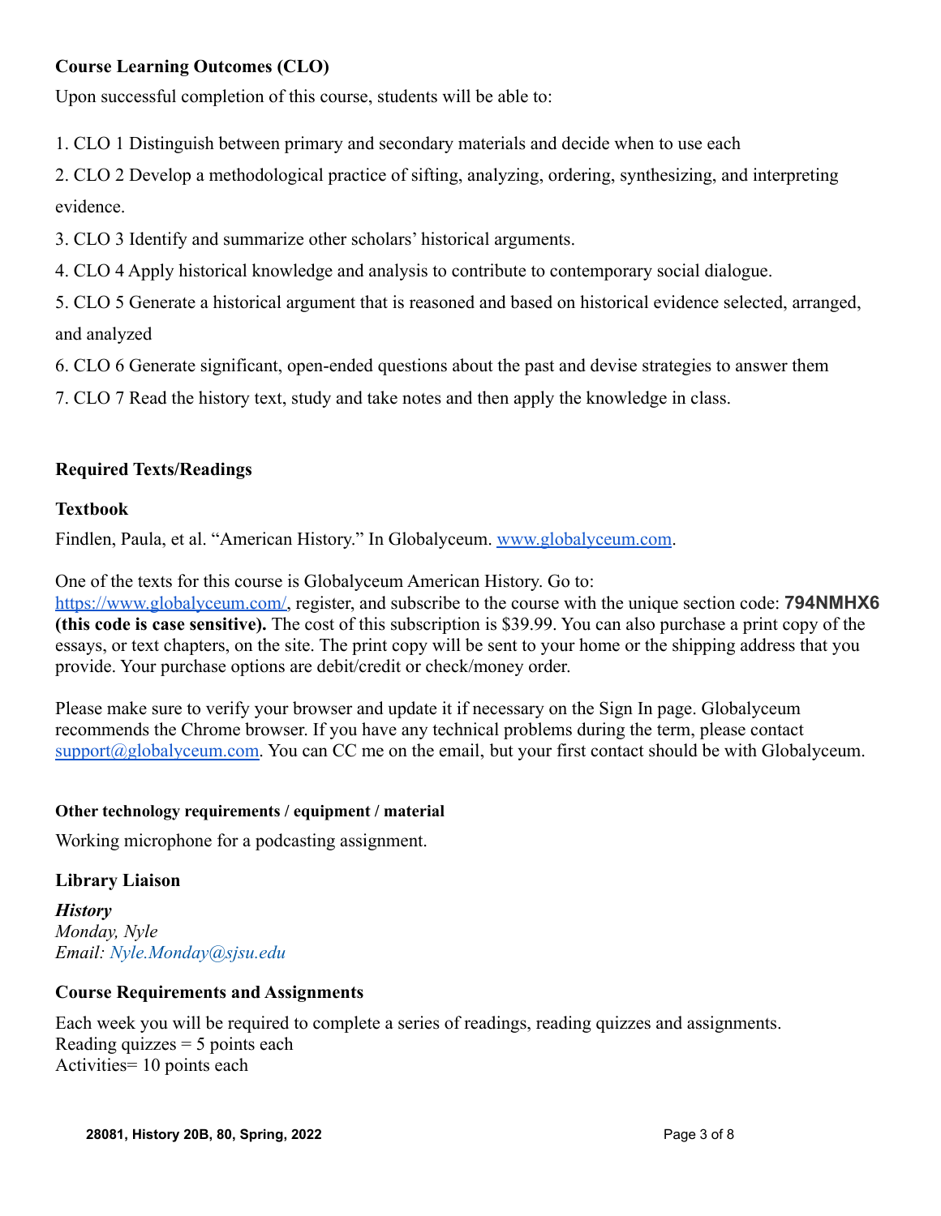### Course Learning Outcomes (CLO)

Upon successful completion of this course, students will be able to:

1. CLO 1 Distinguish between primary and secondary materials and decide when to use each
2. CLO 2 Develop a methodological practice of sifting, analyzing, ordering, synthesizing, and interpreting evidence.
3. CLO 3 Identify and summarize other scholars' historical arguments.
4. CLO 4 Apply historical knowledge and analysis to contribute to contemporary social dialogue.
5. CLO 5 Generate a historical argument that is reasoned and based on historical evidence selected, arranged, and analyzed
6. CLO 6 Generate significant, open-ended questions about the past and devise strategies to answer them
7. CLO 7 Read the history text, study and take notes and then apply the knowledge in class.

### Required Texts/Readings

#### Textbook

Findlen, Paula, et al. "American History." In Globalyceum. [www.globalyceum.com](www.globalyceum.com).

One of the texts for this course is Globalyceum American History. Go to: [https://www.globalyceum.com/](https://www.globalyceum.com/), register, and subscribe to the course with the unique section code: **794NMHX6 (this code is case sensitive).** The cost of this subscription is $39.99. You can also purchase a print copy of the essays, or text chapters, on the site. The print copy will be sent to your home or the shipping address that you provide. Your purchase options are debit/credit or check/money order.

Please make sure to verify your browser and update it if necessary on the Sign In page. Globalyceum recommends the Chrome browser. If you have any technical problems during the term, please contact [support@globalyceum.com](mailto:support@globalyceum.com). You can CC me on the email, but your first contact should be with Globalyceum.

#### Other technology requirements / equipment / material

Working microphone for a podcasting assignment.

### Library Liaison

***History***
*Monday, Nyle*
*Email: Nyle.Monday@sjsu.edu*

### Course Requirements and Assignments

Each week you will be required to complete a series of readings, reading quizzes and assignments.
Reading quizzes = 5 points each
Activities= 10 points each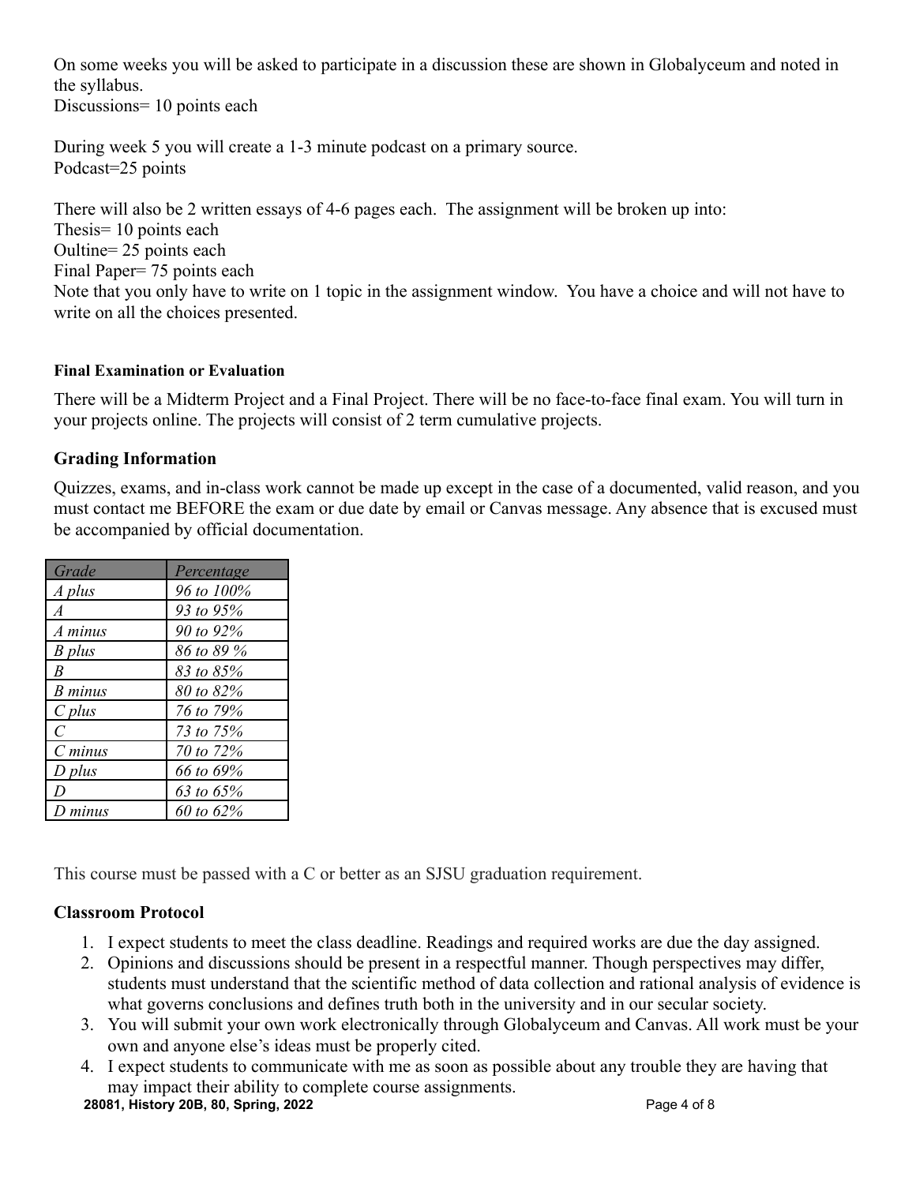On some weeks you will be asked to participate in a discussion these are shown in Globalyceum and noted in the syllabus.
Discussions= 10 points each

During week 5 you will create a 1-3 minute podcast on a primary source.
Podcast=25 points

There will also be 2 written essays of 4-6 pages each. The assignment will be broken up into:
Thesis= 10 points each
Oultine= 25 points each
Final Paper= 75 points each
Note that you only have to write on 1 topic in the assignment window. You have a choice and will not have to write on all the choices presented.

#### Final Examination or Evaluation

There will be a Midterm Project and a Final Project. There will be no face-to-face final exam. You will turn in your projects online. The projects will consist of 2 term cumulative projects.

### Grading Information

Quizzes, exams, and in-class work cannot be made up except in the case of a documented, valid reason, and you must contact me BEFORE the exam or due date by email or Canvas message. Any absence that is excused must be accompanied by official documentation.

| *Grade* | *Percentage* |
|---|---|
| *A plus* | *96 to 100%* |
| *A* | *93 to 95%* |
| *A minus* | *90 to 92%* |
| *B plus* | *86 to 89 %* |
| *B* | *83 to 85%* |
| *B minus* | *80 to 82%* |
| *C plus* | *76 to 79%* |
| *C* | *73 to 75%* |
| *C minus* | *70 to 72%* |
| *D plus* | *66 to 69%* |
| *D* | *63 to 65%* |
| *D minus* | *60 to 62%* |

This course must be passed with a C or better as an SJSU graduation requirement.

### Classroom Protocol

1. I expect students to meet the class deadline. Readings and required works are due the day assigned.
2. Opinions and discussions should be present in a respectful manner. Though perspectives may differ, students must understand that the scientific method of data collection and rational analysis of evidence is what governs conclusions and defines truth both in the university and in our secular society.
3. You will submit your own work electronically through Globalyceum and Canvas. All work must be your own and anyone else's ideas must be properly cited.
4. I expect students to communicate with me as soon as possible about any trouble they are having that may impact their ability to complete course assignments.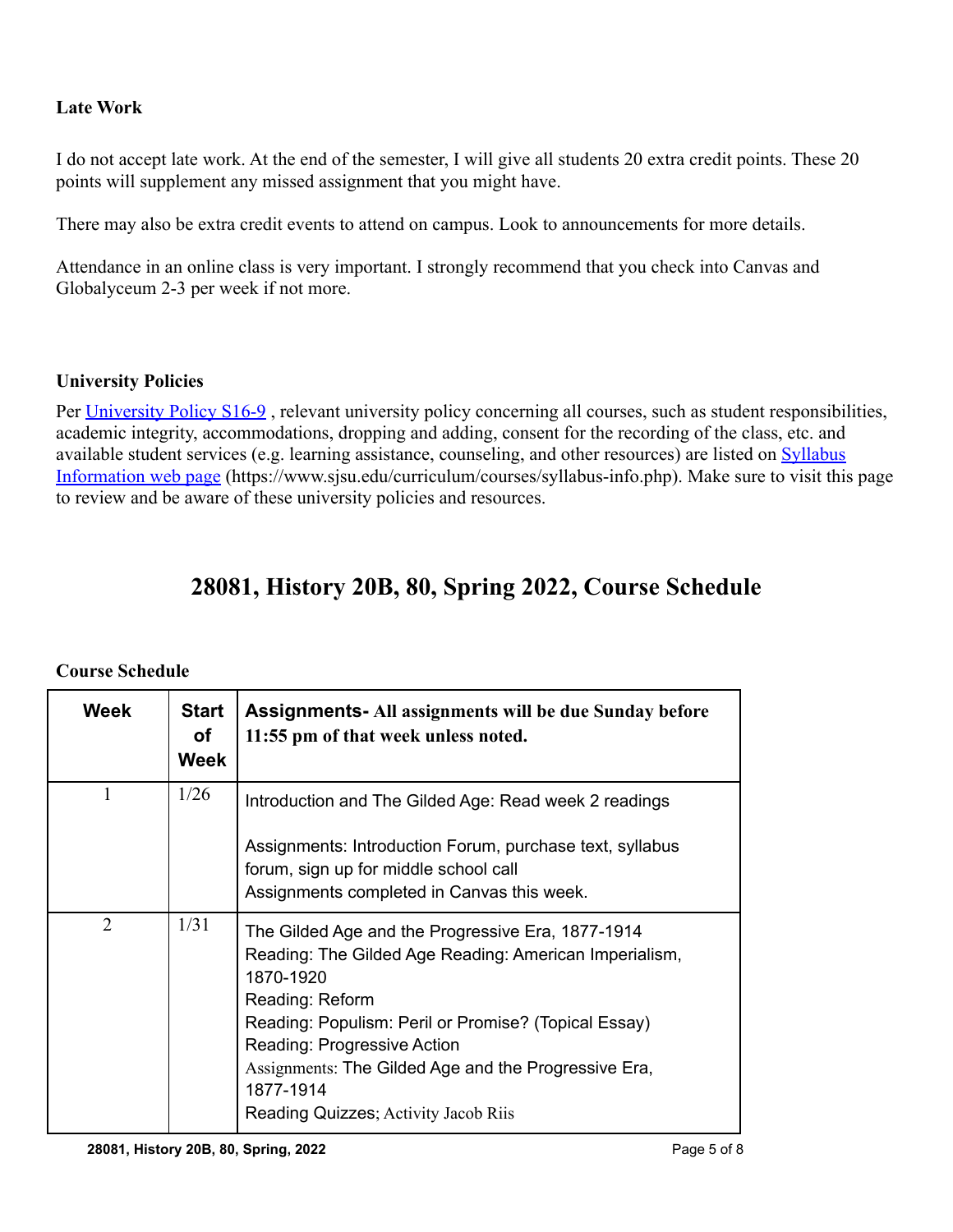**Late Work**

I do not accept late work. At the end of the semester, I will give all students 20 extra credit points. These 20 points will supplement any missed assignment that you might have.

There may also be extra credit events to attend on campus. Look to announcements for more details.

Attendance in an online class is very important. I strongly recommend that you check into Canvas and Globalyceum 2-3 per week if not more.

**University Policies**

Per [University Policy S16-9](https://www.sjsu.edu/senate/docs/S16-9.pdf) , relevant university policy concerning all courses, such as student responsibilities, academic integrity, accommodations, dropping and adding, consent for the recording of the class, etc. and available student services (e.g. learning assistance, counseling, and other resources) are listed on [Syllabus Information web page](https://www.sjsu.edu/curriculum/courses/syllabus-info.php) (https://www.sjsu.edu/curriculum/courses/syllabus-info.php). Make sure to visit this page to review and be aware of these university policies and resources.

# 28081, History 20B, 80, Spring 2022, Course Schedule

**Course Schedule**

| Week | Start of Week | Assignments- **All assignments will be due Sunday before 11:55 pm of that week unless noted.** |
|---|---|---|
| 1 | 1/26 | Introduction and The Gilded Age: Read week 2 readings<br><br>Assignments: Introduction Forum, purchase text, syllabus forum, sign up for middle school call<br>Assignments completed in Canvas this week. |
| 2 | 1/31 | The Gilded Age and the Progressive Era, 1877-1914<br>Reading: The Gilded Age Reading: American Imperialism, 1870-1920<br>Reading: Reform<br>Reading: Populism: Peril or Promise? (Topical Essay)<br>Reading: Progressive Action<br>Assignments: The Gilded Age and the Progressive Era, 1877-1914<br>Reading Quizzes; Activity Jacob Riis |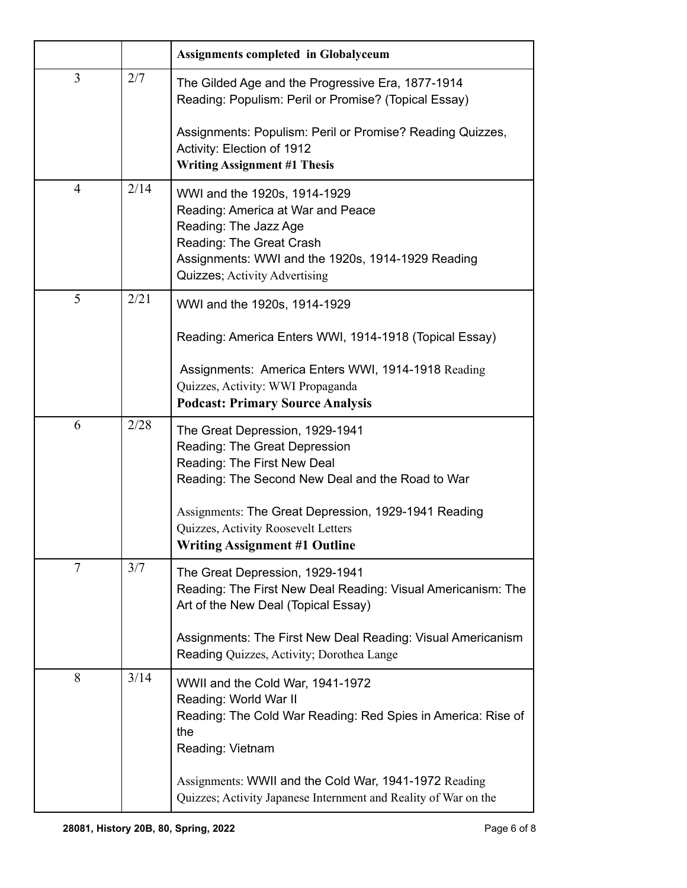| | | **Assignments completed in Globalyceum** |
|---|---|---|
| 3 | 2/7 | The Gilded Age and the Progressive Era, 1877-1914<br>Reading: Populism: Peril or Promise? (Topical Essay)<br><br>Assignments: Populism: Peril or Promise? Reading Quizzes, Activity: Election of 1912<br>**Writing Assignment #1 Thesis** |
| 4 | 2/14 | WWI and the 1920s, 1914-1929<br>Reading: America at War and Peace<br>Reading: The Jazz Age<br>Reading: The Great Crash<br>Assignments: WWI and the 1920s, 1914-1929 Reading Quizzes; Activity Advertising |
| 5 | 2/21 | WWI and the 1920s, 1914-1929<br><br>Reading: America Enters WWI, 1914-1918 (Topical Essay)<br><br>Assignments: America Enters WWI, 1914-1918 Reading Quizzes, Activity: WWI Propaganda<br>**Podcast: Primary Source Analysis** |
| 6 | 2/28 | The Great Depression, 1929-1941<br>Reading: The Great Depression<br>Reading: The First New Deal<br>Reading: The Second New Deal and the Road to War<br><br>Assignments: The Great Depression, 1929-1941 Reading Quizzes, Activity Roosevelt Letters<br>**Writing Assignment #1 Outline** |
| 7 | 3/7 | The Great Depression, 1929-1941<br>Reading: The First New Deal Reading: Visual Americanism: The Art of the New Deal (Topical Essay)<br><br>Assignments: The First New Deal Reading: Visual Americanism Reading Quizzes, Activity; Dorothea Lange |
| 8 | 3/14 | WWII and the Cold War, 1941-1972<br>Reading: World War II<br>Reading: The Cold War Reading: Red Spies in America: Rise of the<br>Reading: Vietnam<br><br>Assignments: WWII and the Cold War, 1941-1972 Reading Quizzes; Activity Japanese Internment and Reality of War on the |

28081, History 20B, 80, Spring, 2022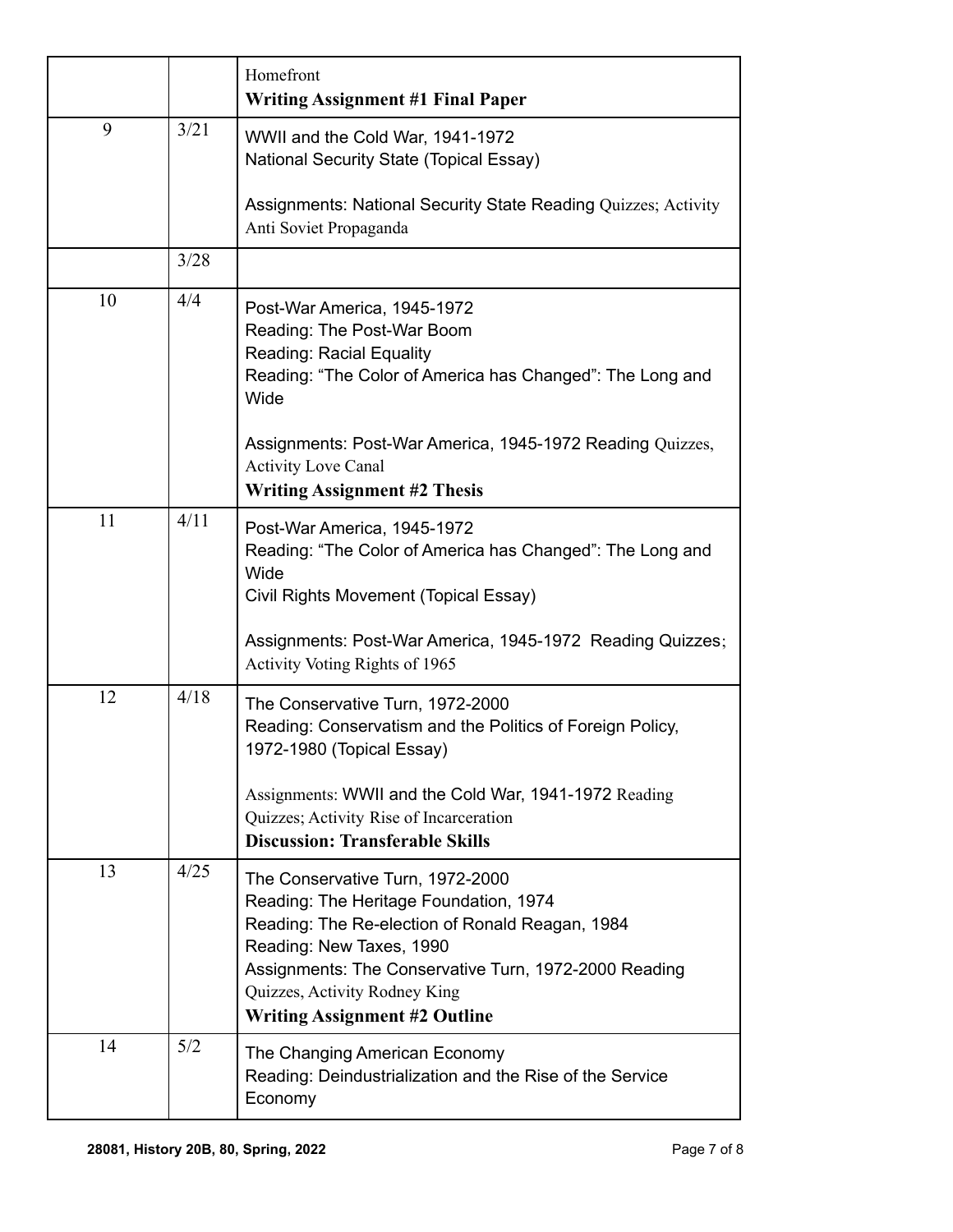| | | |
|---|---|---|
| | | Homefront<br>**Writing Assignment #1 Final Paper** |
| 9 | 3/21 | WWII and the Cold War, 1941-1972<br>National Security State (Topical Essay)<br><br>Assignments: National Security State Reading Quizzes; Activity Anti Soviet Propaganda |
| | 3/28 | |
| 10 | 4/4 | Post-War America, 1945-1972<br>Reading: The Post-War Boom<br>Reading: Racial Equality<br>Reading: "The Color of America has Changed": The Long and Wide<br><br>Assignments: Post-War America, 1945-1972 Reading Quizzes, Activity Love Canal<br>**Writing Assignment #2 Thesis** |
| 11 | 4/11 | Post-War America, 1945-1972<br>Reading: "The Color of America has Changed": The Long and Wide<br>Civil Rights Movement (Topical Essay)<br><br>Assignments: Post-War America, 1945-1972 Reading Quizzes; Activity Voting Rights of 1965 |
| 12 | 4/18 | The Conservative Turn, 1972-2000<br>Reading: Conservatism and the Politics of Foreign Policy, 1972-1980 (Topical Essay)<br><br>Assignments: WWII and the Cold War, 1941-1972 Reading Quizzes; Activity Rise of Incarceration<br>**Discussion: Transferable Skills** |
| 13 | 4/25 | The Conservative Turn, 1972-2000<br>Reading: The Heritage Foundation, 1974<br>Reading: The Re-election of Ronald Reagan, 1984<br>Reading: New Taxes, 1990<br>Assignments: The Conservative Turn, 1972-2000 Reading Quizzes, Activity Rodney King<br>**Writing Assignment #2 Outline** |
| 14 | 5/2 | The Changing American Economy<br>Reading: Deindustrialization and the Rise of the Service Economy |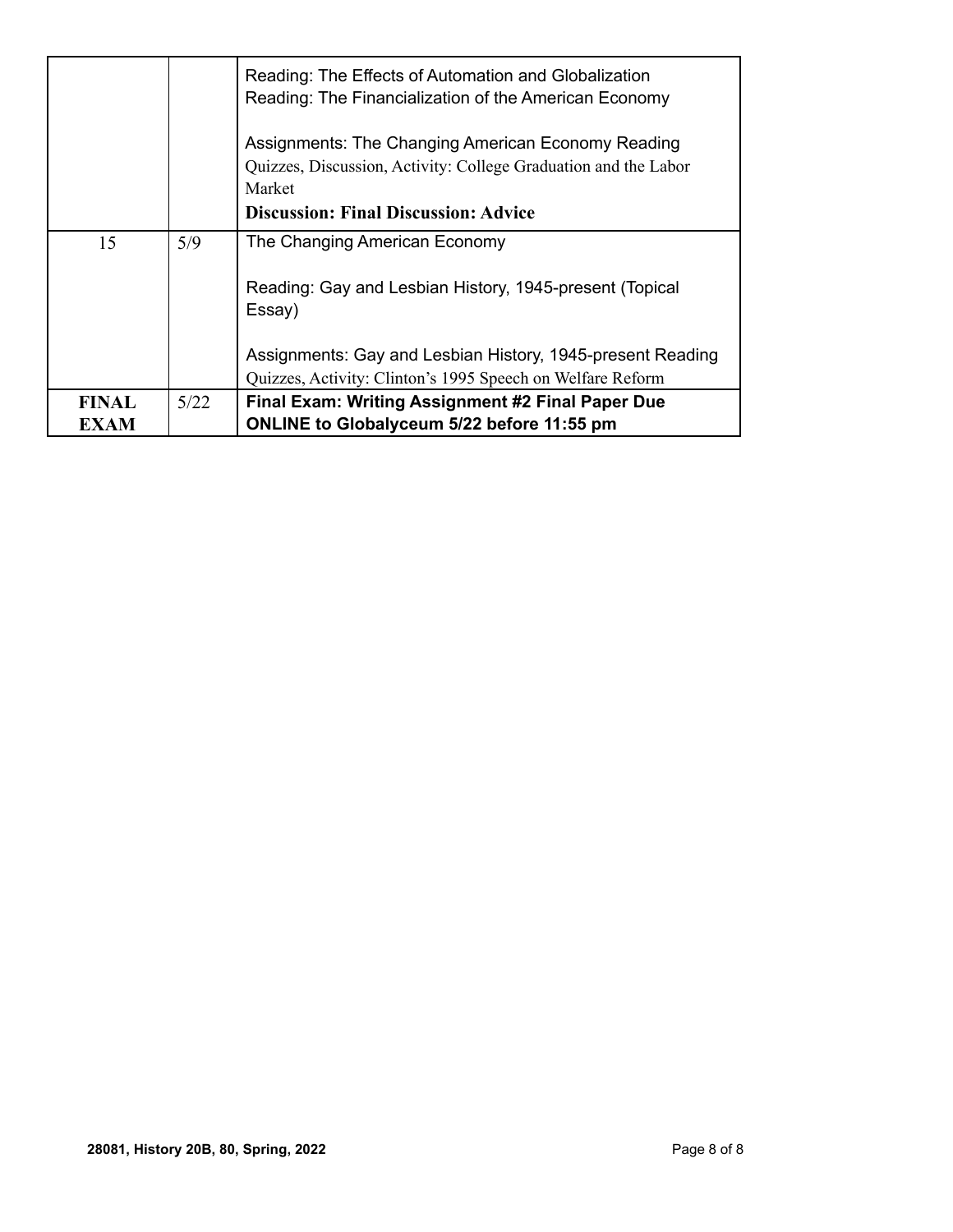| | | |
|---|---|---|
| | | Reading: The Effects of Automation and Globalization<br>Reading: The Financialization of the American Economy<br><br>Assignments: The Changing American Economy Reading Quizzes, Discussion, Activity: College Graduation and the Labor Market<br>**Discussion: Final Discussion: Advice** |
| 15 | 5/9 | The Changing American Economy<br><br>Reading: Gay and Lesbian History, 1945-present (Topical Essay)<br><br>Assignments: Gay and Lesbian History, 1945-present Reading Quizzes, Activity: Clinton's 1995 Speech on Welfare Reform |
| **FINAL EXAM** | 5/22 | **Final Exam: Writing Assignment #2 Final Paper Due ONLINE to Globalyceum 5/22 before 11:55 pm** |